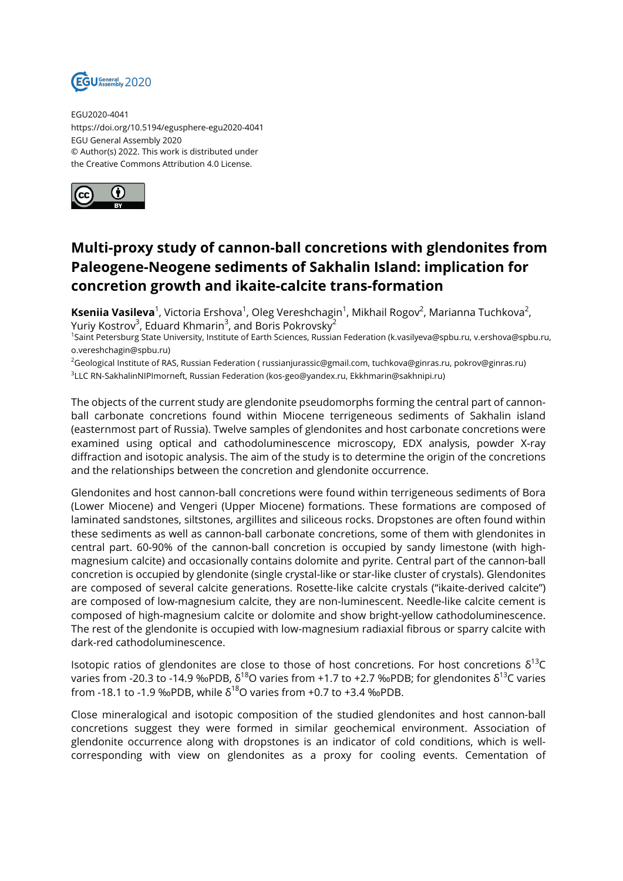EGU2020-4041
https://doi.org/10.5194/egusphere-egu2020-4041
EGU General Assembly 2020
© Author(s) 2022. This work is distributed under
the Creative Commons Attribution 4.0 License.

# Multi-proxy study of cannon-ball concretions with glendonites from Paleogene-Neogene sediments of Sakhalin Island: implication for concretion growth and ikaite-calcite trans-formation

**Kseniia Vasileva**[1], Victoria Ershova[1], Oleg Vereshchagin[1], Mikhail Rogov[2], Marianna Tuchkova[2], Yuriy Kostrov[3], Eduard Khmarin[3], and Boris Pokrovsky[2]

[1]Saint Petersburg State University, Institute of Earth Sciences, Russian Federation (k.vasilyeva@spbu.ru, v.ershova@spbu.ru, o.vereshchagin@spbu.ru)

[2]Geological Institute of RAS, Russian Federation ( russianjurassic@gmail.com, tuchkova@ginras.ru, pokrov@ginras.ru)

[3]LLC RN-SakhalinNIPImorneft, Russian Federation (kos-geo@yandex.ru, Ekkhmarin@sakhnipi.ru)

The objects of the current study are glendonite pseudomorphs forming the central part of cannon-ball carbonate concretions found within Miocene terrigeneous sediments of Sakhalin island (easternmost part of Russia). Twelve samples of glendonites and host carbonate concretions were examined using optical and cathodoluminescence microscopy, EDX analysis, powder X-ray diffraction and isotopic analysis. The aim of the study is to determine the origin of the concretions and the relationships between the concretion and glendonite occurrence.

Glendonites and host cannon-ball concretions were found within terrigeneous sediments of Bora (Lower Miocene) and Vengeri (Upper Miocene) formations. These formations are composed of laminated sandstones, siltstones, argillites and siliceous rocks. Dropstones are often found within these sediments as well as cannon-ball carbonate concretions, some of them with glendonites in central part. 60-90% of the cannon-ball concretion is occupied by sandy limestone (with high-magnesium calcite) and occasionally contains dolomite and pyrite. Central part of the cannon-ball concretion is occupied by glendonite (single crystal-like or star-like cluster of crystals). Glendonites are composed of several calcite generations. Rosette-like calcite crystals ("ikaite-derived calcite") are composed of low-magnesium calcite, they are non-luminescent. Needle-like calcite cement is composed of high-magnesium calcite or dolomite and show bright-yellow cathodoluminescence. The rest of the glendonite is occupied with low-magnesium radiaxial fibrous or sparry calcite with dark-red cathodoluminescence.

Isotopic ratios of glendonites are close to those of host concretions. For host concretions $\delta^{13}C$ varies from -20.3 to -14.9 ‰PDB, $\delta^{18}O$ varies from +1.7 to +2.7 ‰PDB; for glendonites $\delta^{13}C$ varies from -18.1 to -1.9 ‰PDB, while $\delta^{18}O$ varies from +0.7 to +3.4 ‰PDB.

Close mineralogical and isotopic composition of the studied glendonites and host cannon-ball concretions suggest they were formed in similar geochemical environment. Association of glendonite occurrence along with dropstones is an indicator of cold conditions, which is well-corresponding with view on glendonites as a proxy for cooling events. Cementation of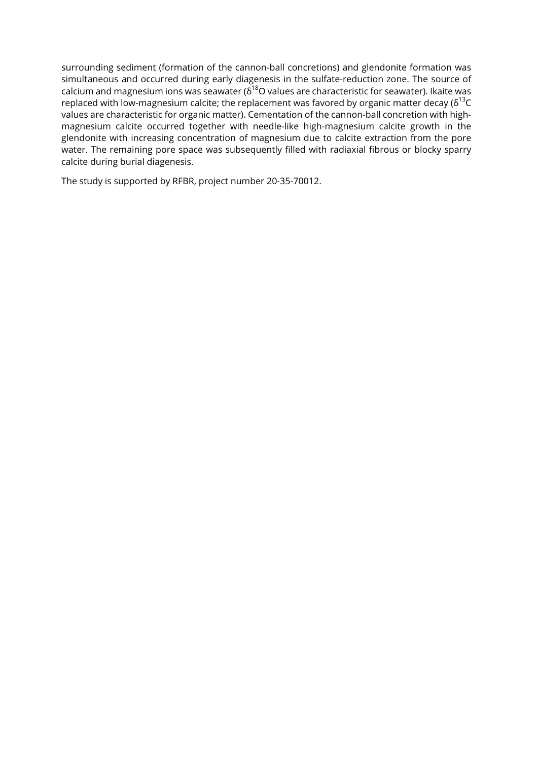surrounding sediment (formation of the cannon-ball concretions) and glendonite formation was simultaneous and occurred during early diagenesis in the sulfate-reduction zone. The source of calcium and magnesium ions was seawater ($\delta^{18}O$ values are characteristic for seawater). Ikaite was replaced with low-magnesium calcite; the replacement was favored by organic matter decay ($\delta^{13}C$ values are characteristic for organic matter). Cementation of the cannon-ball concretion with high-magnesium calcite occurred together with needle-like high-magnesium calcite growth in the glendonite with increasing concentration of magnesium due to calcite extraction from the pore water. The remaining pore space was subsequently filled with radiaxial fibrous or blocky sparry calcite during burial diagenesis.

The study is supported by RFBR, project number 20-35-70012.